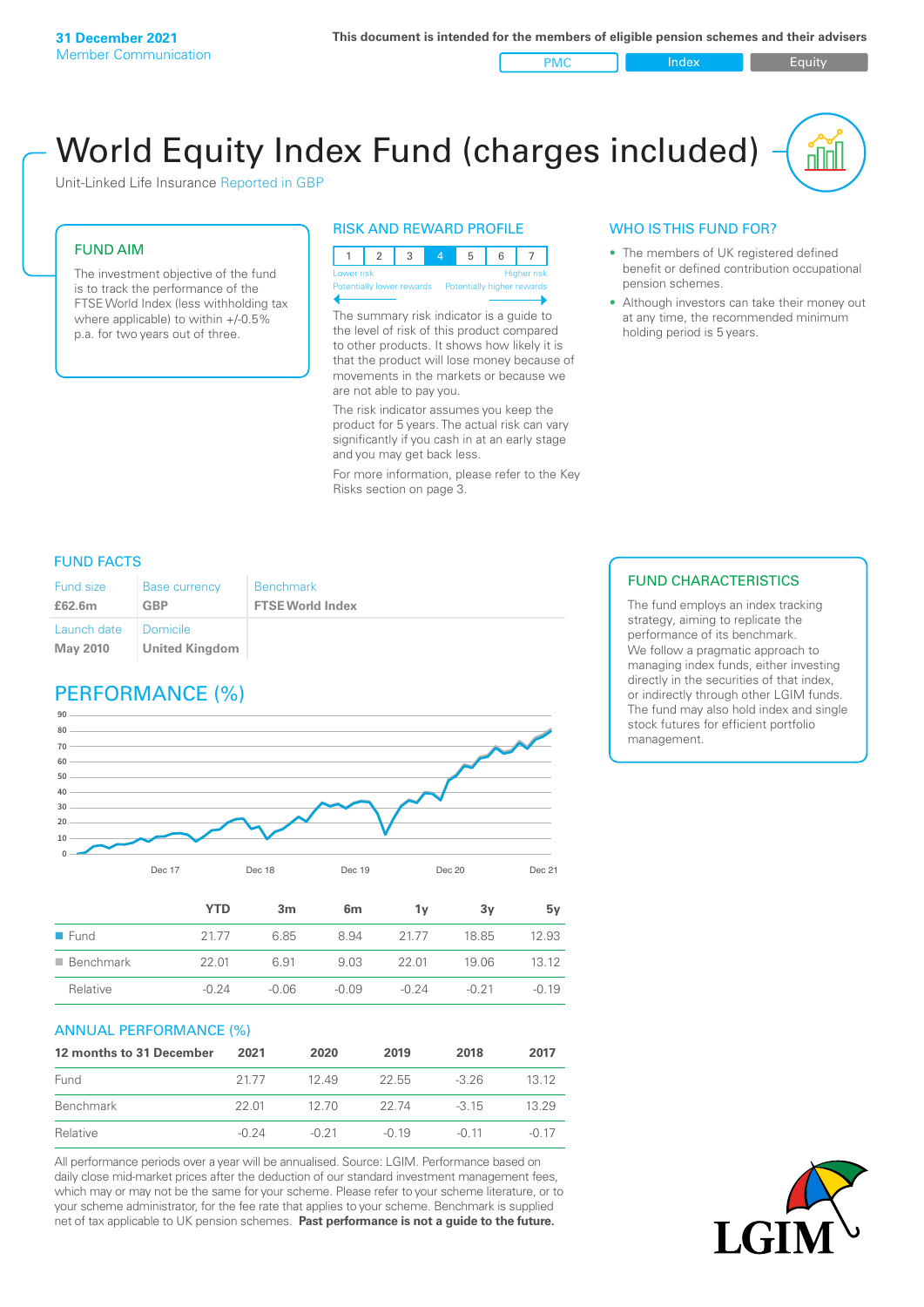**31 December 2021**
Member Communication

**This document is intended for the members of eligible pension schemes and their advisers**

PMC | Index | Equity

# World Equity Index Fund (charges included)

Unit-Linked Life Insurance Reported in GBP

## FUND AIM

The investment objective of the fund is to track the performance of the FTSE World Index (less withholding tax where applicable) to within +/-0.5% p.a. for two years out of three.

## RISK AND REWARD PROFILE

| 1 | 2 | 3 | 4 | 5 | 6 | 7 |
|---|---|---|---|---|---|---|

Lower risk — Higher risk
Potentially lower rewards — Potentially higher rewards

The summary risk indicator is a guide to the level of risk of this product compared to other products. It shows how likely it is that the product will lose money because of movements in the markets or because we are not able to pay you.

The risk indicator assumes you keep the product for 5 years. The actual risk can vary significantly if you cash in at an early stage and you may get back less.

For more information, please refer to the Key Risks section on page 3.

## WHO IS THIS FUND FOR?

- The members of UK registered defined benefit or defined contribution occupational pension schemes.
- Although investors can take their money out at any time, the recommended minimum holding period is 5 years.

## FUND FACTS

| Fund size | Base currency | Benchmark |
|---|---|---|
| **£62.6m** | **GBP** | **FTSE World Index** |
| **Launch date** | **Domicile** | |
| **May 2010** | **United Kingdom** | |

## FUND CHARACTERISTICS

The fund employs an index tracking strategy, aiming to replicate the performance of its benchmark. We follow a pragmatic approach to managing index funds, either investing directly in the securities of that index, or indirectly through other LGIM funds. The fund may also hold index and single stock futures for efficient portfolio management.

## PERFORMANCE (%)

| | YTD | 3m | 6m | 1y | 3y | 5y |
|---|---|---|---|---|---|---|
| Fund | 21.77 | 6.85 | 8.94 | 21.77 | 18.85 | 12.93 |
| Benchmark | 22.01 | 6.91 | 9.03 | 22.01 | 19.06 | 13.12 |
| Relative | -0.24 | -0.06 | -0.09 | -0.24 | -0.21 | -0.19 |

## ANNUAL PERFORMANCE (%)

| 12 months to 31 December | 2021 | 2020 | 2019 | 2018 | 2017 |
|---|---|---|---|---|---|
| Fund | 21.77 | 12.49 | 22.55 | -3.26 | 13.12 |
| Benchmark | 22.01 | 12.70 | 22.74 | -3.15 | 13.29 |
| Relative | -0.24 | -0.21 | -0.19 | -0.11 | -0.17 |

All performance periods over a year will be annualised. Source: LGIM. Performance based on daily close mid-market prices after the deduction of our standard investment management fees, which may or may not be the same for your scheme. Please refer to your scheme literature, or to your scheme administrator, for the fee rate that applies to your scheme. Benchmark is supplied net of tax applicable to UK pension schemes. **Past performance is not a guide to the future.**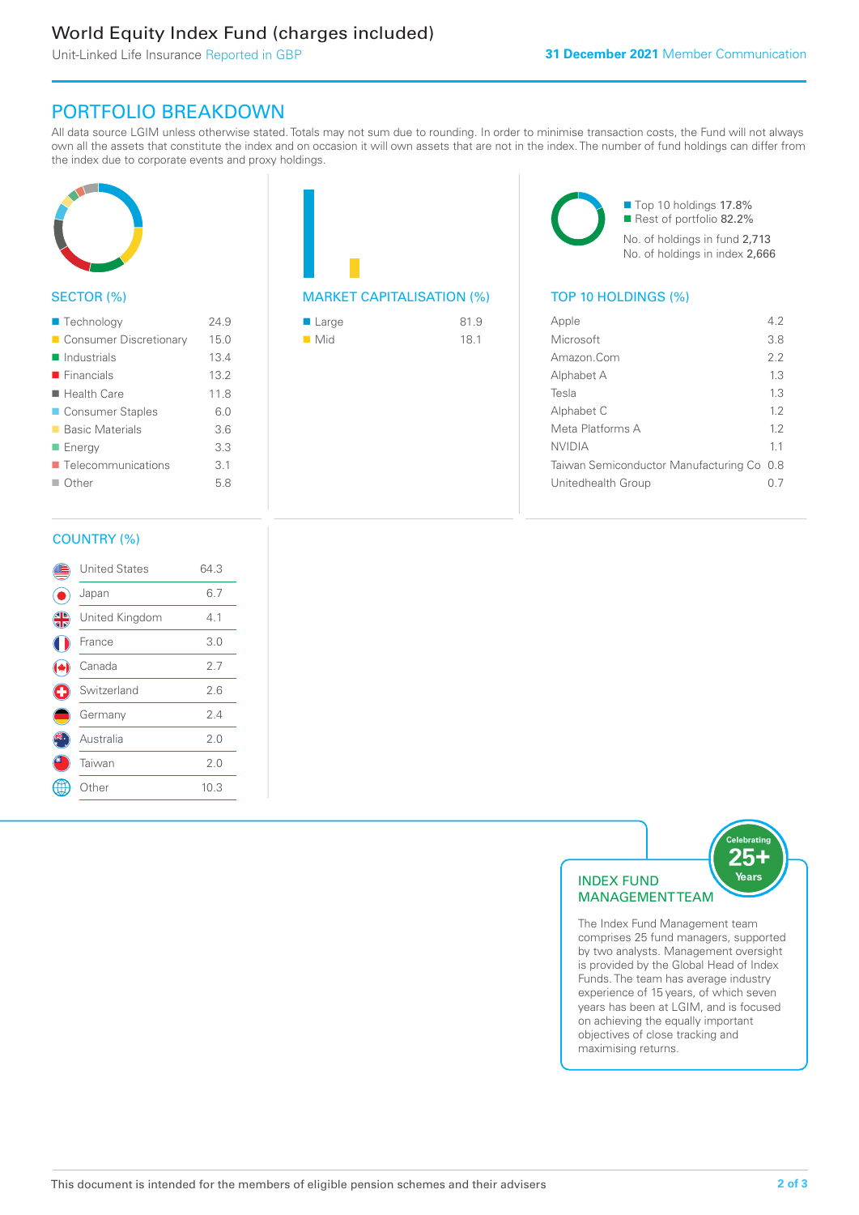# World Equity Index Fund (charges included)

Unit-Linked Life Insurance Reported in GBP

**31 December 2021** Member Communication

## PORTFOLIO BREAKDOWN

All data source LGIM unless otherwise stated. Totals may not sum due to rounding. In order to minimise transaction costs, the Fund will not always own all the assets that constitute the index and on occasion it will own assets that are not in the index. The number of fund holdings can differ from the index due to corporate events and proxy holdings.

### SECTOR (%)

| Sector | % |
|---|---|
| Technology | 24.9 |
| Consumer Discretionary | 15.0 |
| Industrials | 13.4 |
| Financials | 13.2 |
| Health Care | 11.8 |
| Consumer Staples | 6.0 |
| Basic Materials | 3.6 |
| Energy | 3.3 |
| Telecommunications | 3.1 |
| Other | 5.8 |

### MARKET CAPITALISATION (%)

| Market Cap | % |
|---|---|
| Large | 81.9 |
| Mid | 18.1 |

Top 10 holdings 17.8%
Rest of portfolio 82.2%

No. of holdings in fund 2,713
No. of holdings in index 2,666

### TOP 10 HOLDINGS (%)

| Holding | % |
|---|---|
| Apple | 4.2 |
| Microsoft | 3.8 |
| Amazon.Com | 2.2 |
| Alphabet A | 1.3 |
| Tesla | 1.3 |
| Alphabet C | 1.2 |
| Meta Platforms A | 1.2 |
| NVIDIA | 1.1 |
| Taiwan Semiconductor Manufacturing Co | 0.8 |
| Unitedhealth Group | 0.7 |

### COUNTRY (%)

| Country | % |
|---|---|
| United States | 64.3 |
| Japan | 6.7 |
| United Kingdom | 4.1 |
| France | 3.0 |
| Canada | 2.7 |
| Switzerland | 2.6 |
| Germany | 2.4 |
| Australia | 2.0 |
| Taiwan | 2.0 |
| Other | 10.3 |

### INDEX FUND MANAGEMENT TEAM

Celebrating 25+ Years

The Index Fund Management team comprises 25 fund managers, supported by two analysts. Management oversight is provided by the Global Head of Index Funds. The team has average industry experience of 15 years, of which seven years has been at LGIM, and is focused on achieving the equally important objectives of close tracking and maximising returns.

This document is intended for the members of eligible pension schemes and their advisers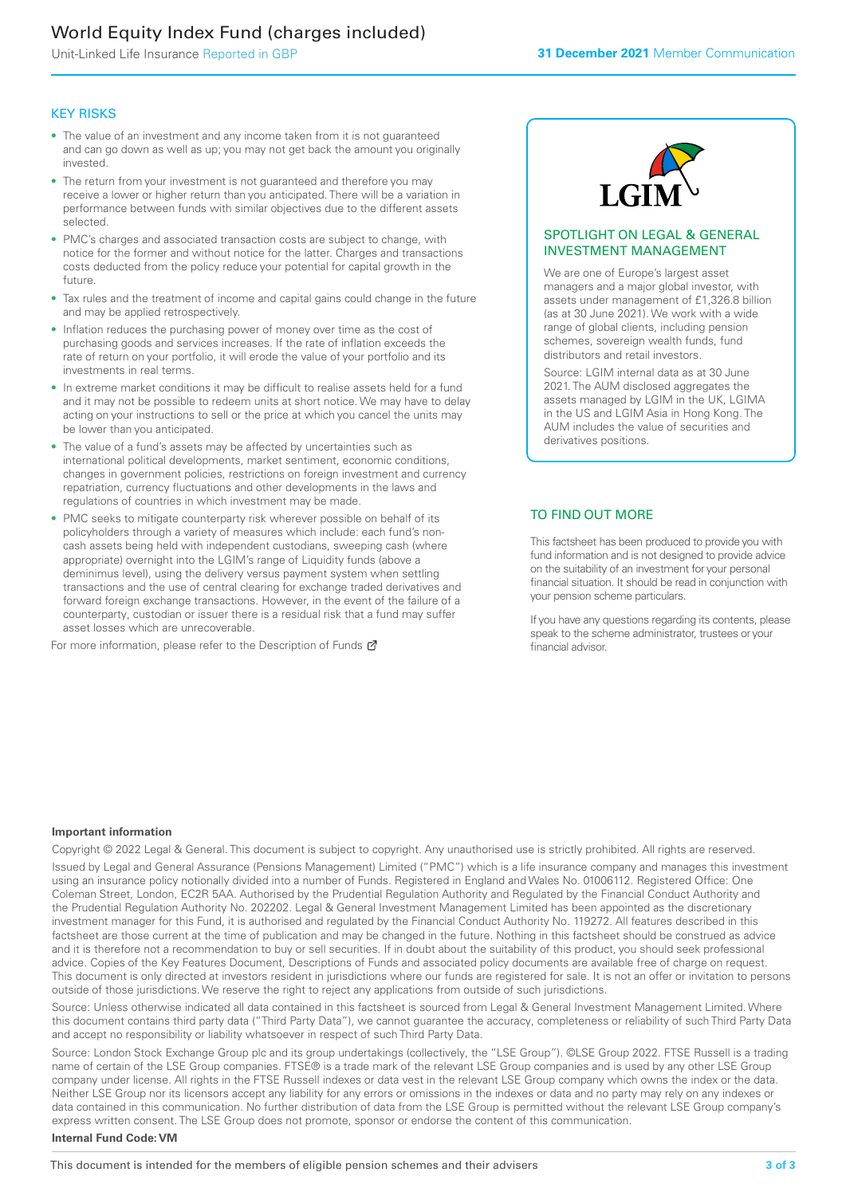## KEY RISKS

- The value of an investment and any income taken from it is not guaranteed and can go down as well as up; you may not get back the amount you originally invested.
- The return from your investment is not guaranteed and therefore you may receive a lower or higher return than you anticipated. There will be a variation in performance between funds with similar objectives due to the different assets selected.
- PMC's charges and associated transaction costs are subject to change, with notice for the former and without notice for the latter. Charges and transactions costs deducted from the policy reduce your potential for capital growth in the future.
- Tax rules and the treatment of income and capital gains could change in the future and may be applied retrospectively.
- Inflation reduces the purchasing power of money over time as the cost of purchasing goods and services increases. If the rate of inflation exceeds the rate of return on your portfolio, it will erode the value of your portfolio and its investments in real terms.
- In extreme market conditions it may be difficult to realise assets held for a fund and it may not be possible to redeem units at short notice. We may have to delay acting on your instructions to sell or the price at which you cancel the units may be lower than you anticipated.
- The value of a fund's assets may be affected by uncertainties such as international political developments, market sentiment, economic conditions, changes in government policies, restrictions on foreign investment and currency repatriation, currency fluctuations and other developments in the laws and regulations of countries in which investment may be made.
- PMC seeks to mitigate counterparty risk wherever possible on behalf of its policyholders through a variety of measures which include: each fund's non-cash assets being held with independent custodians, sweeping cash (where appropriate) overnight into the LGIM's range of Liquidity funds (above a deminimus level), using the delivery versus payment system when settling transactions and the use of central clearing for exchange traded derivatives and forward foreign exchange transactions. However, in the event of the failure of a counterparty, custodian or issuer there is a residual risk that a fund may suffer asset losses which are unrecoverable.

For more information, please refer to the Description of Funds

## SPOTLIGHT ON LEGAL & GENERAL INVESTMENT MANAGEMENT

We are one of Europe's largest asset managers and a major global investor, with assets under management of £1,326.8 billion (as at 30 June 2021). We work with a wide range of global clients, including pension schemes, sovereign wealth funds, fund distributors and retail investors.

Source: LGIM internal data as at 30 June 2021. The AUM disclosed aggregates the assets managed by LGIM in the UK, LGIMA in the US and LGIM Asia in Hong Kong. The AUM includes the value of securities and derivatives positions.

## TO FIND OUT MORE

This factsheet has been produced to provide you with fund information and is not designed to provide advice on the suitability of an investment for your personal financial situation. It should be read in conjunction with your pension scheme particulars.

If you have any questions regarding its contents, please speak to the scheme administrator, trustees or your financial advisor.

**Important information**

Copyright © 2022 Legal & General. This document is subject to copyright. Any unauthorised use is strictly prohibited. All rights are reserved.

Issued by Legal and General Assurance (Pensions Management) Limited ("PMC") which is a life insurance company and manages this investment using an insurance policy notionally divided into a number of Funds. Registered in England and Wales No. 01006112. Registered Office: One Coleman Street, London, EC2R 5AA. Authorised by the Prudential Regulation Authority and Regulated by the Financial Conduct Authority and the Prudential Regulation Authority No. 202202. Legal & General Investment Management Limited has been appointed as the discretionary investment manager for this Fund, it is authorised and regulated by the Financial Conduct Authority No. 119272. All features described in this factsheet are those current at the time of publication and may be changed in the future. Nothing in this factsheet should be construed as advice and it is therefore not a recommendation to buy or sell securities. If in doubt about the suitability of this product, you should seek professional advice. Copies of the Key Features Document, Descriptions of Funds and associated policy documents are available free of charge on request. This document is only directed at investors resident in jurisdictions where our funds are registered for sale. It is not an offer or invitation to persons outside of those jurisdictions. We reserve the right to reject any applications from outside of such jurisdictions.

Source: Unless otherwise indicated all data contained in this factsheet is sourced from Legal & General Investment Management Limited. Where this document contains third party data ("Third Party Data"), we cannot guarantee the accuracy, completeness or reliability of such Third Party Data and accept no responsibility or liability whatsoever in respect of such Third Party Data.

Source: London Stock Exchange Group plc and its group undertakings (collectively, the "LSE Group"). ©LSE Group 2022. FTSE Russell is a trading name of certain of the LSE Group companies. FTSE® is a trade mark of the relevant LSE Group companies and is used by any other LSE Group company under license. All rights in the FTSE Russell indexes or data vest in the relevant LSE Group company which owns the index or the data. Neither LSE Group nor its licensors accept any liability for any errors or omissions in the indexes or data and no party may rely on any indexes or data contained in this communication. No further distribution of data from the LSE Group is permitted without the relevant LSE Group company's express written consent. The LSE Group does not promote, sponsor or endorse the content of this communication.

**Internal Fund Code: VM**

This document is intended for the members of eligible pension schemes and their advisers